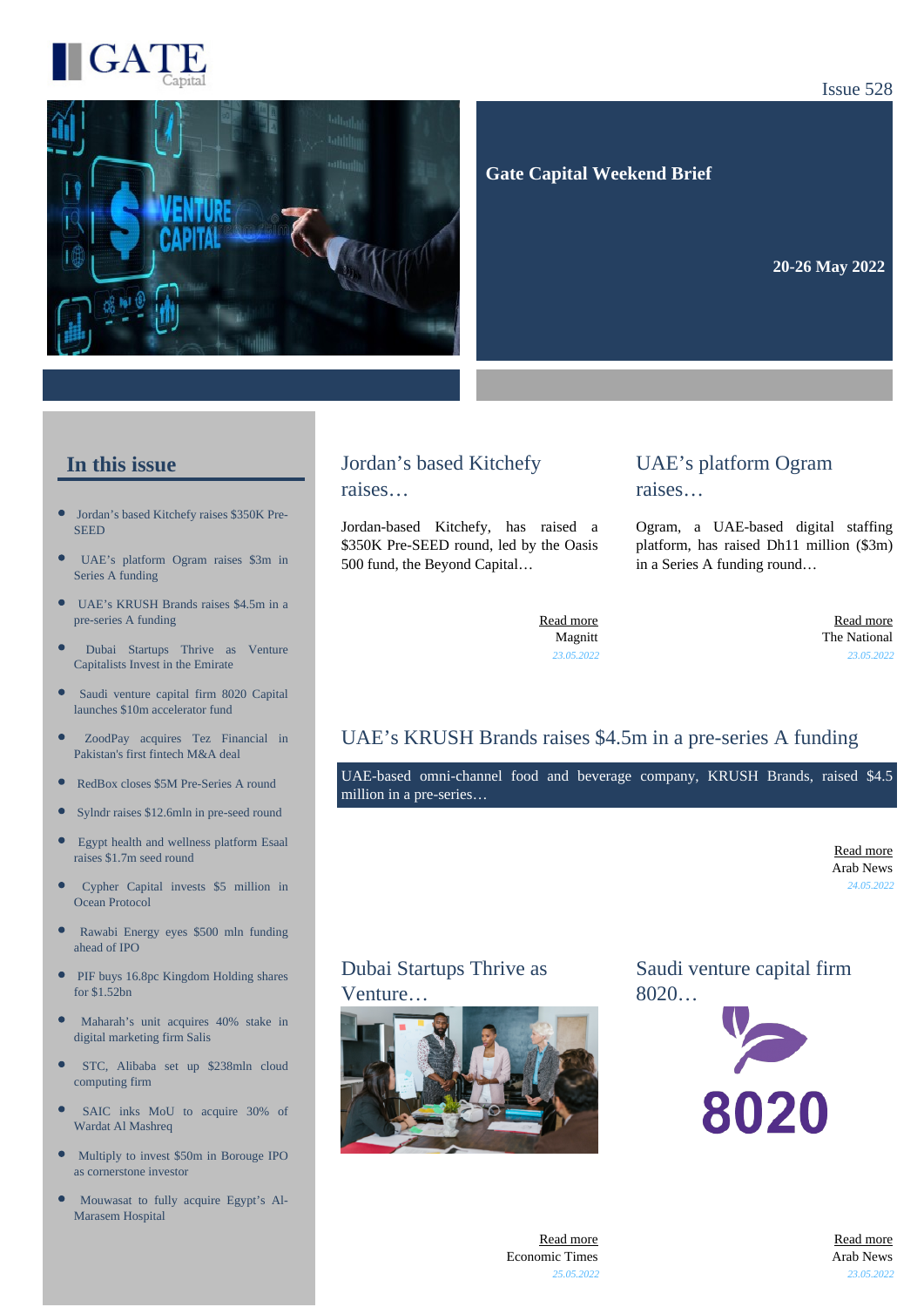GATE Capital

Issue 528

# Gate Capital Weekend Brief

**20-26 May 2022**

## In this issue

- Jordan's based Kitchefy raises $350K Pre-SEED
- UAE's platform Ogram raises $3m in Series A funding
- UAE's KRUSH Brands raises $4.5m in a pre-series A funding
- Dubai Startups Thrive as Venture Capitalists Invest in the Emirate
- Saudi venture capital firm 8020 Capital launches $10m accelerator fund
- ZoodPay acquires Tez Financial in Pakistan's first fintech M&A deal
- RedBox closes $5M Pre-Series A round
- Sylndr raises $12.6mln in pre-seed round
- Egypt health and wellness platform Esaal raises $1.7m seed round
- Cypher Capital invests $5 million in Ocean Protocol
- Rawabi Energy eyes $500 mln funding ahead of IPO
- PIF buys 16.8pc Kingdom Holding shares for $1.52bn
- Maharah's unit acquires 40% stake in digital marketing firm Salis
- STC, Alibaba set up $238mln cloud computing firm
- SAIC inks MoU to acquire 30% of Wardat Al Mashreq
- Multiply to invest $50m in Borouge IPO as cornerstone investor
- Mouwasat to fully acquire Egypt's Al-Marasem Hospital

## Jordan's based Kitchefy raises…

Jordan-based Kitchefy, has raised a $350K Pre-SEED round, led by the Oasis 500 fund, the Beyond Capital…

Read more
Magnitt
*23.05.2022*

## UAE's platform Ogram raises…

Ogram, a UAE-based digital staffing platform, has raised Dh11 million ($3m) in a Series A funding round…

Read more
The National
*23.05.2022*

## UAE's KRUSH Brands raises $4.5m in a pre-series A funding

UAE-based omni-channel food and beverage company, KRUSH Brands, raised $4.5 million in a pre-series…

Read more
Arab News
*24.05.2022*

## Dubai Startups Thrive as Venture…

Read more
Economic Times
*25.05.2022*

## Saudi venture capital firm 8020…

Read more
Arab News
*23.05.2022*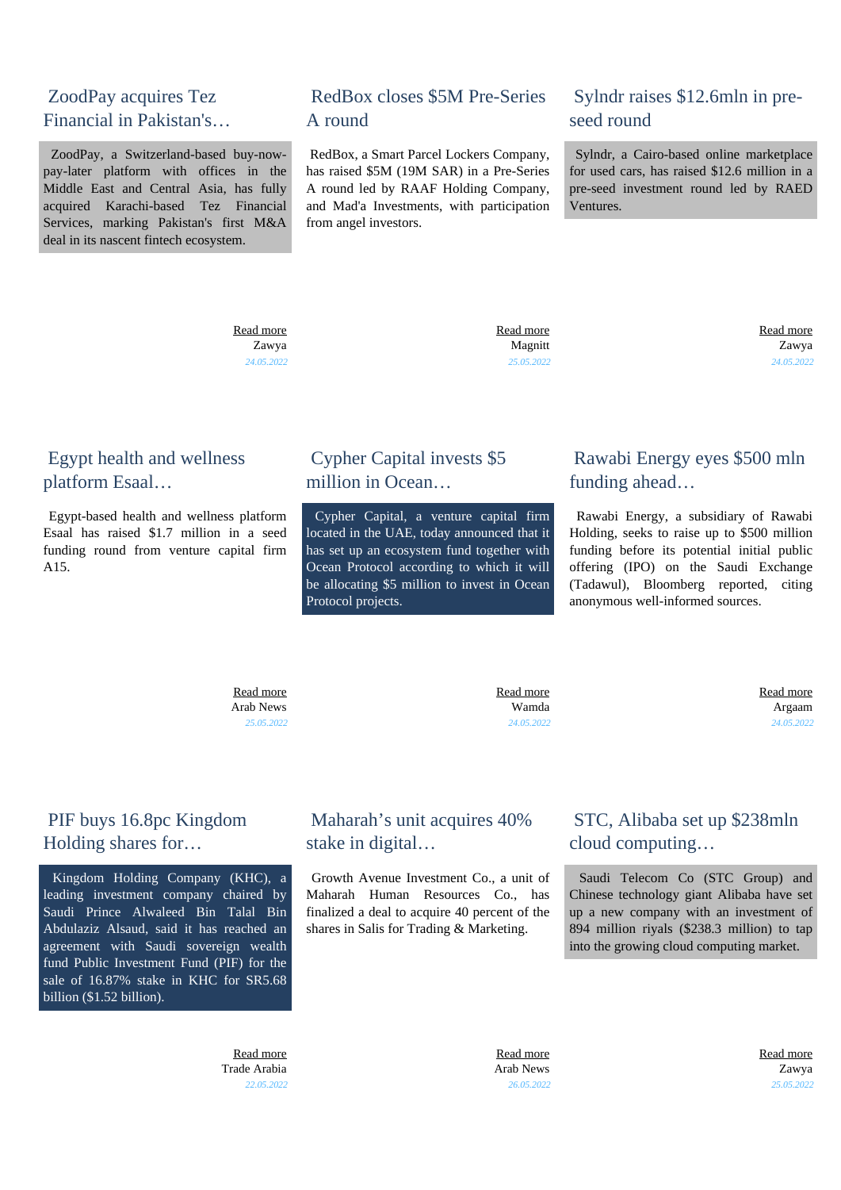## ZoodPay acquires Tez Financial in Pakistan's…

ZoodPay, a Switzerland-based buy-now-pay-later platform with offices in the Middle East and Central Asia, has fully acquired Karachi-based Tez Financial Services, marking Pakistan's first M&A deal in its nascent fintech ecosystem.

Read more
Zawya
*24.05.2022*

## RedBox closes $5M Pre-Series A round

RedBox, a Smart Parcel Lockers Company, has raised $5M (19M SAR) in a Pre-Series A round led by RAAF Holding Company, and Mad'a Investments, with participation from angel investors.

Read more
Magnitt
*25.05.2022*

## Sylndr raises $12.6mln in pre-seed round

Sylndr, a Cairo-based online marketplace for used cars, has raised $12.6 million in a pre-seed investment round led by RAED Ventures.

Read more
Zawya
*24.05.2022*

## Egypt health and wellness platform Esaal…

Egypt-based health and wellness platform Esaal has raised $1.7 million in a seed funding round from venture capital firm A15.

Read more
Arab News
*25.05.2022*

## Cypher Capital invests $5 million in Ocean…

Cypher Capital, a venture capital firm located in the UAE, today announced that it has set up an ecosystem fund together with Ocean Protocol according to which it will be allocating $5 million to invest in Ocean Protocol projects.

Read more
Wamda
*24.05.2022*

## Rawabi Energy eyes $500 mln funding ahead…

Rawabi Energy, a subsidiary of Rawabi Holding, seeks to raise up to $500 million funding before its potential initial public offering (IPO) on the Saudi Exchange (Tadawul), Bloomberg reported, citing anonymous well-informed sources.

Read more
Argaam
*24.05.2022*

## PIF buys 16.8pc Kingdom Holding shares for…

Kingdom Holding Company (KHC), a leading investment company chaired by Saudi Prince Alwaleed Bin Talal Bin Abdulaziz Alsaud, said it has reached an agreement with Saudi sovereign wealth fund Public Investment Fund (PIF) for the sale of 16.87% stake in KHC for SR5.68 billion ($1.52 billion).

Read more
Trade Arabia
*22.05.2022*

## Maharah's unit acquires 40% stake in digital…

Growth Avenue Investment Co., a unit of Maharah Human Resources Co., has finalized a deal to acquire 40 percent of the shares in Salis for Trading & Marketing.

Read more
Arab News
*26.05.2022*

## STC, Alibaba set up $238mln cloud computing…

Saudi Telecom Co (STC Group) and Chinese technology giant Alibaba have set up a new company with an investment of 894 million riyals ($238.3 million) to tap into the growing cloud computing market.

Read more
Zawya
*25.05.2022*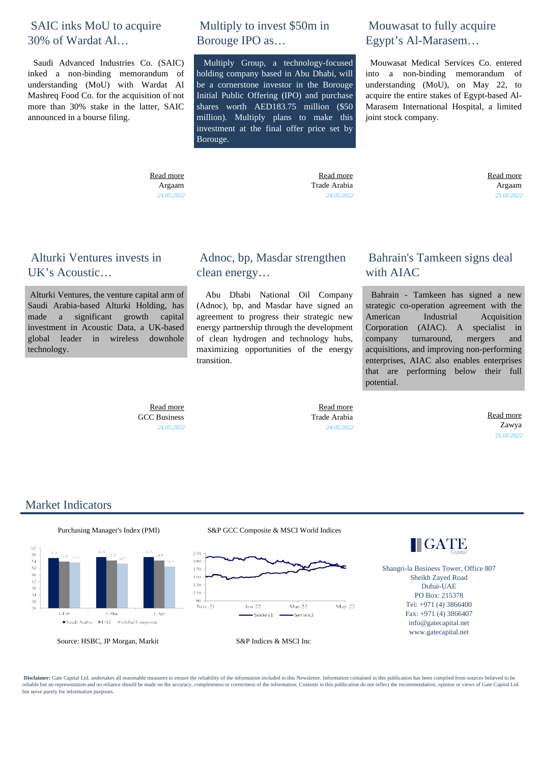## SAIC inks MoU to acquire 30% of Wardat Al…

Saudi Advanced Industries Co. (SAIC) inked a non-binding memorandum of understanding (MoU) with Wardat Al Mashreq Food Co. for the acquisition of not more than 30% stake in the latter, SAIC announced in a bourse filing.

Read more
Argaam
*24.05.2022*

## Multiply to invest $50m in Borouge IPO as…

Multiply Group, a technology-focused holding company based in Abu Dhabi, will be a cornerstone investor in the Borouge Initial Public Offering (IPO) and purchase shares worth AED183.75 million ($50 million). Multiply plans to make this investment at the final offer price set by Borouge.

Read more
Trade Arabia
*24.05.2022*

## Mouwasat to fully acquire Egypt's Al-Marasem…

Mouwasat Medical Services Co. entered into a non-binding memorandum of understanding (MoU), on May 22, to acquire the entire stakes of Egypt-based Al-Marasem International Hospital, a limited joint stock company.

Read more
Argaam
*23.05.2022*

## Alturki Ventures invests in UK's Acoustic…

Alturki Ventures, the venture capital arm of Saudi Arabia-based Alturki Holding, has made a significant growth capital investment in Acoustic Data, a UK-based global leader in wireless downhole technology.

Read more
GCC Business
*24.05.2022*

## Adnoc, bp, Masdar strengthen clean energy…

Abu Dhabi National Oil Company (Adnoc), bp, and Masdar have signed an agreement to progress their strategic new energy partnership through the development of clean hydrogen and technology hubs, maximizing opportunities of the energy transition.

Read more
Trade Arabia
*24.05.2022*

## Bahrain's Tamkeen signs deal with AIAC

Bahrain - Tamkeen has signed a new strategic co-operation agreement with the American Industrial Acquisition Corporation (AIAC). A specialist in company turnaround, mergers and acquisitions, and improving non-performing enterprises, AIAC also enables enterprises that are performing below their full potential.

Read more
Zawya
*25.05.2022*

## Market Indicators

Purchasing Manager's Index (PMI)

62
58
54
50
46
42
38
34
30
26

56.2 54.1 53.5
56.8 54.8 52.7
55.9 54.8 51.0

1-Feb
1-Mar
1-Apr

Saudi Arabia
UAE
Global Composite

Source: HSBC, JP Morgan, Markit

S&P GCC Composite & MSCI World Indices

210
190
170
150
130
110
90

Nov-21
Jan-22
Mar-22
May-22

Series1
Series2

S&P Indices & MSCI Inc

GATE Capital

Shangri-la Business Tower, Office 807
Sheikh Zayed Road
Dubai-UAE
PO Box: 215378
Tel: +971 (4) 3866400
Fax: +971 (4) 3866407
info@gatecapital.net
www.gatecapital.net

**Disclaimer:** Gate Capital Ltd. undertakes all reasonable measures to ensure the reliability of the information included in this Newsletter. Information contained in this publication has been compiled from sources believed to be reliable but no representation and no reliance should be made on the accuracy, completeness or correctness of the information. Contents in this publication do not reflect the recommendation, opinion or views of Gate Capital Ltd. but serve purely for information purposes.